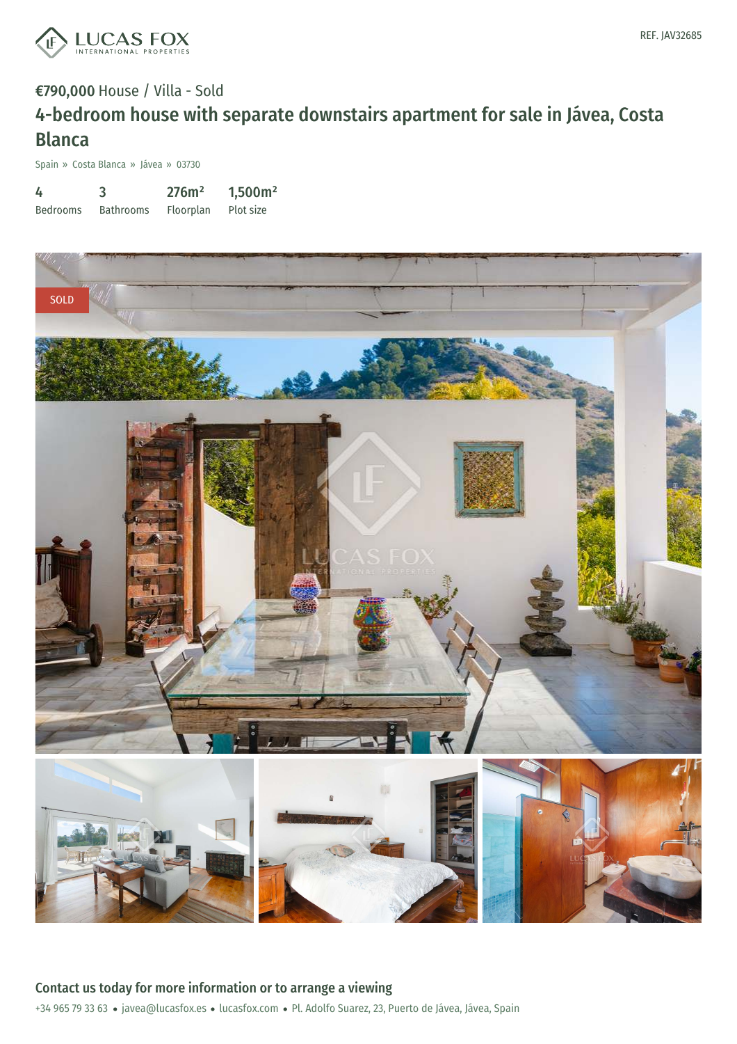REF. JAV32685

€790,000 House / Villa - Sold

# 4-bedroom house with separate downstairs apartment for sale in Jávea, Costa Blanca

Spain » Costa Blanca » Jávea » 03730

| 4 | 3 | 276m² | 1,500m² |
|---|---|---|---|
| Bedrooms | Bathrooms | Floorplan | Plot size |

SOLD

## Contact us today for more information or to arrange a viewing

+34 965 79 33 63 • javea@lucasfox.es • lucasfox.com • Pl. Adolfo Suarez, 23, Puerto de Jávea, Jávea, Spain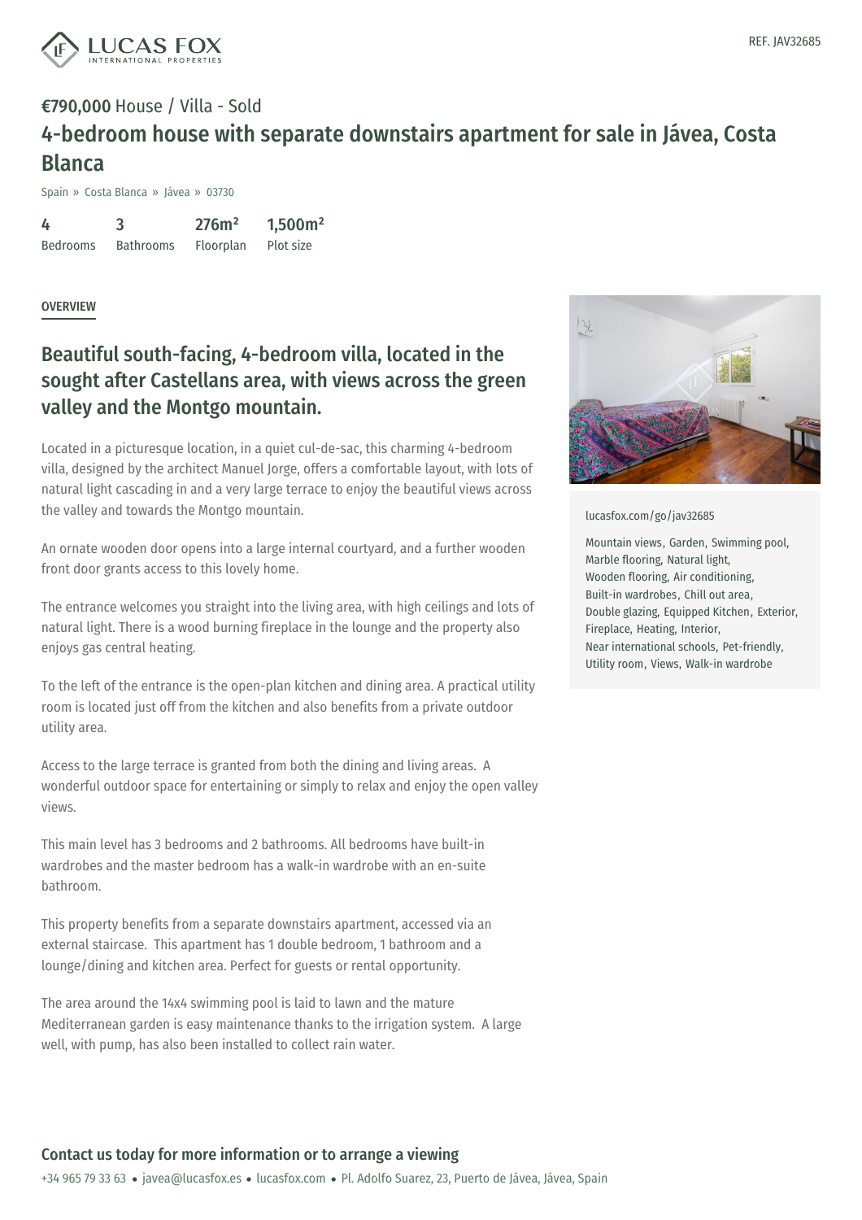REF. JAV32685

**€790,000** House / Villa - Sold

# 4-bedroom house with separate downstairs apartment for sale in Jávea, Costa Blanca

Spain » Costa Blanca » Jávea » 03730

| 4 | 3 | 276m² | 1,500m² |
|---|---|---|---|
| Bedrooms | Bathrooms | Floorplan | Plot size |

## OVERVIEW

## Beautiful south-facing, 4-bedroom villa, located in the sought after Castellans area, with views across the green valley and the Montgo mountain.

Located in a picturesque location, in a quiet cul-de-sac, this charming 4-bedroom villa, designed by the architect Manuel Jorge, offers a comfortable layout, with lots of natural light cascading in and a very large terrace to enjoy the beautiful views across the valley and towards the Montgo mountain.

An ornate wooden door opens into a large internal courtyard, and a further wooden front door grants access to this lovely home.

The entrance welcomes you straight into the living area, with high ceilings and lots of natural light. There is a wood burning fireplace in the lounge and the property also enjoys gas central heating.

To the left of the entrance is the open-plan kitchen and dining area. A practical utility room is located just off from the kitchen and also benefits from a private outdoor utility area.

Access to the large terrace is granted from both the dining and living areas. A wonderful outdoor space for entertaining or simply to relax and enjoy the open valley views.

This main level has 3 bedrooms and 2 bathrooms. All bedrooms have built-in wardrobes and the master bedroom has a walk-in wardrobe with an en-suite bathroom.

This property benefits from a separate downstairs apartment, accessed via an external staircase. This apartment has 1 double bedroom, 1 bathroom and a lounge/dining and kitchen area. Perfect for guests or rental opportunity.

The area around the 14x4 swimming pool is laid to lawn and the mature Mediterranean garden is easy maintenance thanks to the irrigation system. A large well, with pump, has also been installed to collect rain water.

lucasfox.com/go/jav32685

Mountain views, Garden, Swimming pool, Marble flooring, Natural light, Wooden flooring, Air conditioning, Built-in wardrobes, Chill out area, Double glazing, Equipped Kitchen, Exterior, Fireplace, Heating, Interior, Near international schools, Pet-friendly, Utility room, Views, Walk-in wardrobe

## Contact us today for more information or to arrange a viewing

+34 965 79 33 63 • javea@lucasfox.es • lucasfox.com • Pl. Adolfo Suarez, 23, Puerto de Jávea, Jávea, Spain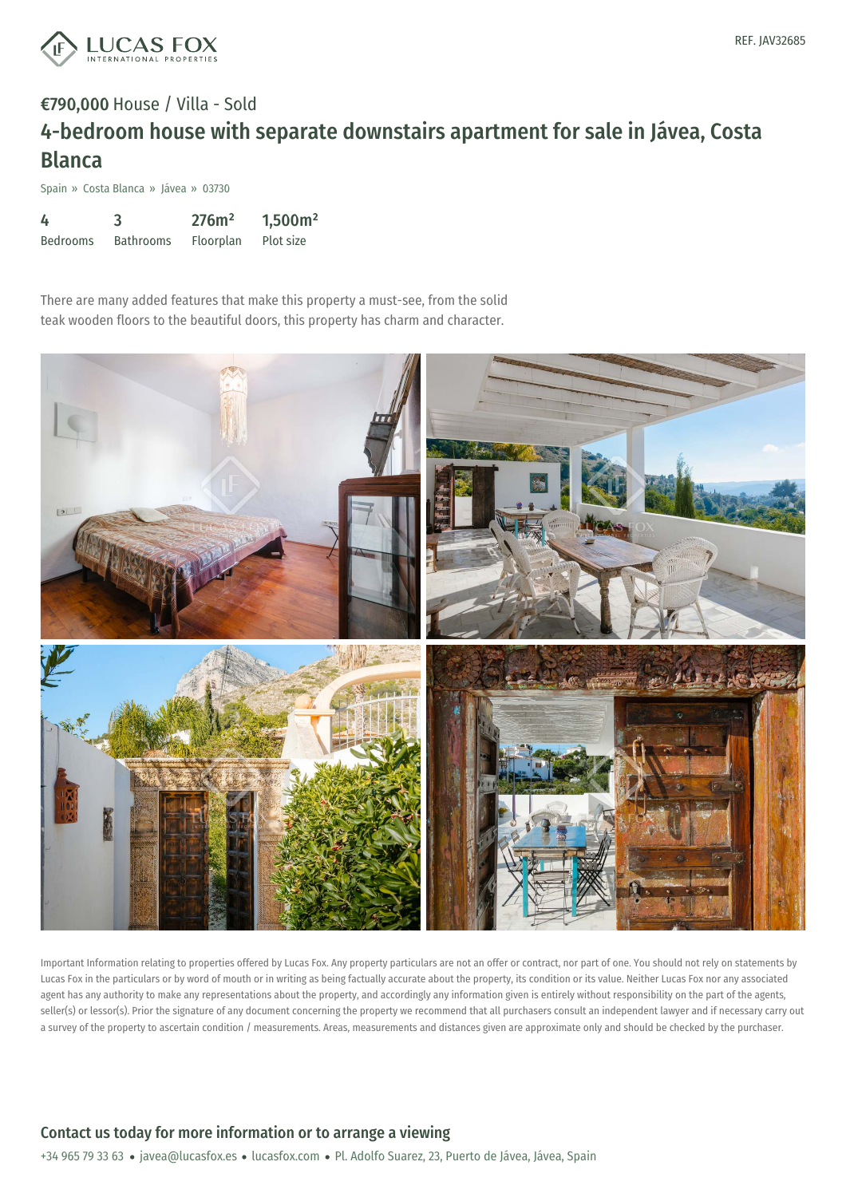REF. JAV32685

€790,000 House / Villa - Sold

# 4-bedroom house with separate downstairs apartment for sale in Jávea, Costa Blanca

Spain » Costa Blanca » Jávea » 03730

| 4 | 3 | 276m² | 1,500m² |
|---|---|---|---|
| Bedrooms | Bathrooms | Floorplan | Plot size |

There are many added features that make this property a must-see, from the solid teak wooden floors to the beautiful doors, this property has charm and character.

Important Information relating to properties offered by Lucas Fox. Any property particulars are not an offer or contract, nor part of one. You should not rely on statements by Lucas Fox in the particulars or by word of mouth or in writing as being factually accurate about the property, its condition or its value. Neither Lucas Fox nor any associated agent has any authority to make any representations about the property, and accordingly any information given is entirely without responsibility on the part of the agents, seller(s) or lessor(s). Prior the signature of any document concerning the property we recommend that all purchasers consult an independent lawyer and if necessary carry out a survey of the property to ascertain condition / measurements. Areas, measurements and distances given are approximate only and should be checked by the purchaser.

## Contact us today for more information or to arrange a viewing

+34 965 79 33 63 • javea@lucasfox.es • lucasfox.com • Pl. Adolfo Suarez, 23, Puerto de Jávea, Jávea, Spain